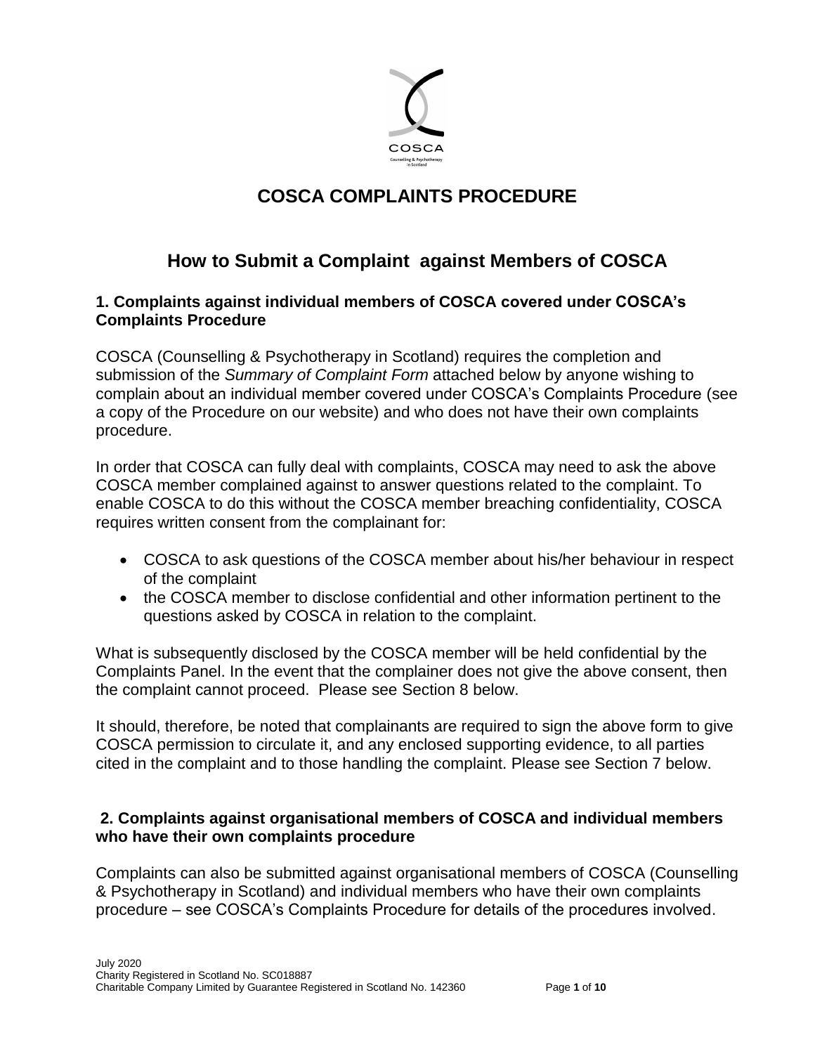# COSCA COMPLAINTS PROCEDURE

## How to Submit a Complaint against Members of COSCA

### 1. Complaints against individual members of COSCA covered under COSCA's Complaints Procedure

COSCA (Counselling & Psychotherapy in Scotland) requires the completion and submission of the *Summary of Complaint Form* attached below by anyone wishing to complain about an individual member covered under COSCA's Complaints Procedure (see a copy of the Procedure on our website) and who does not have their own complaints procedure.

In order that COSCA can fully deal with complaints, COSCA may need to ask the above COSCA member complained against to answer questions related to the complaint. To enable COSCA to do this without the COSCA member breaching confidentiality, COSCA requires written consent from the complainant for:

- COSCA to ask questions of the COSCA member about his/her behaviour in respect of the complaint
- the COSCA member to disclose confidential and other information pertinent to the questions asked by COSCA in relation to the complaint.

What is subsequently disclosed by the COSCA member will be held confidential by the Complaints Panel. In the event that the complainer does not give the above consent, then the complaint cannot proceed. Please see Section 8 below.

It should, therefore, be noted that complainants are required to sign the above form to give COSCA permission to circulate it, and any enclosed supporting evidence, to all parties cited in the complaint and to those handling the complaint. Please see Section 7 below.

### 2. Complaints against organisational members of COSCA and individual members who have their own complaints procedure

Complaints can also be submitted against organisational members of COSCA (Counselling & Psychotherapy in Scotland) and individual members who have their own complaints procedure – see COSCA's Complaints Procedure for details of the procedures involved.

July 2020
Charity Registered in Scotland No. SC018887
Charitable Company Limited by Guarantee Registered in Scotland No. 142360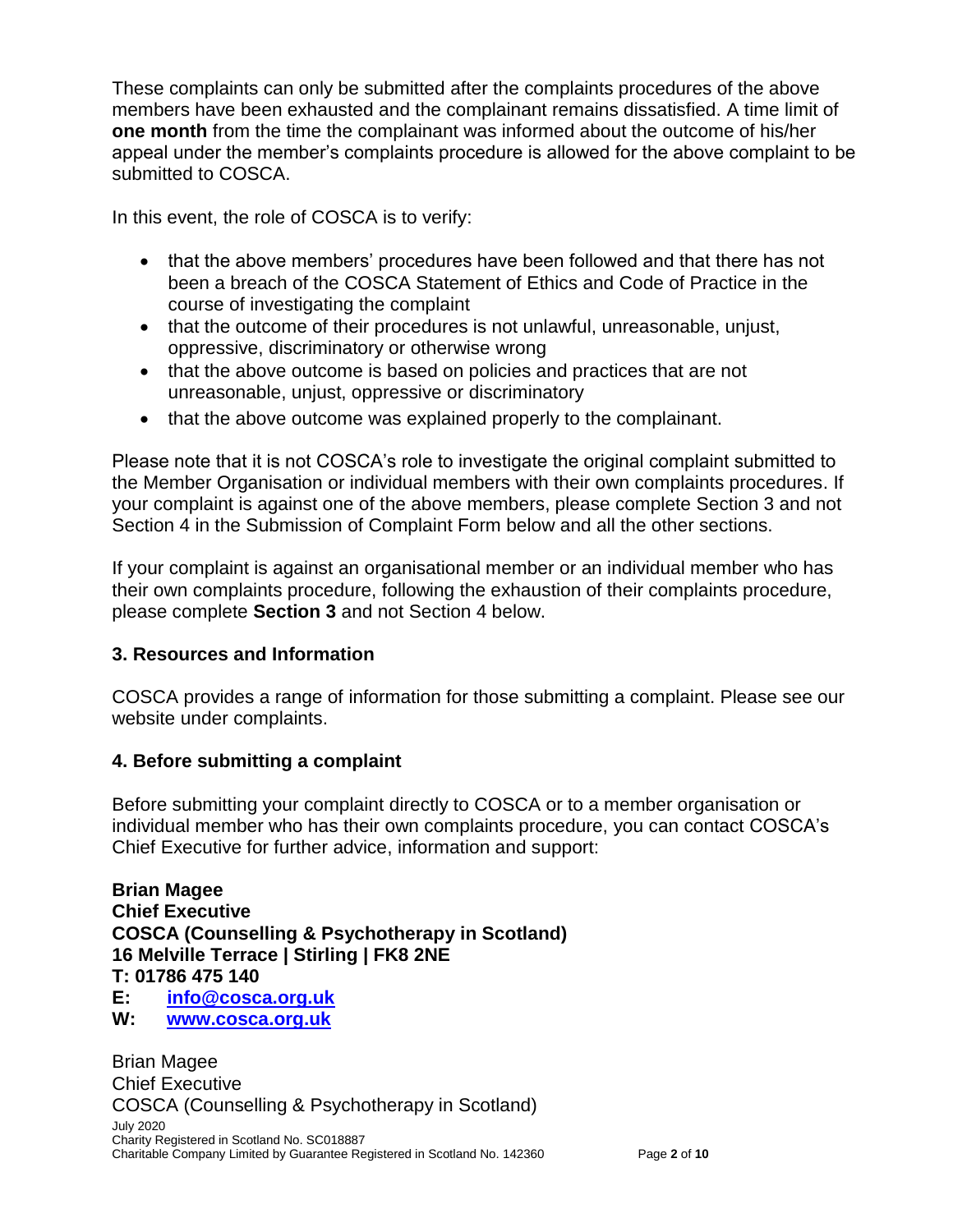These complaints can only be submitted after the complaints procedures of the above members have been exhausted and the complainant remains dissatisfied. A time limit of **one month** from the time the complainant was informed about the outcome of his/her appeal under the member's complaints procedure is allowed for the above complaint to be submitted to COSCA.

In this event, the role of COSCA is to verify:

- that the above members' procedures have been followed and that there has not been a breach of the COSCA Statement of Ethics and Code of Practice in the course of investigating the complaint
- that the outcome of their procedures is not unlawful, unreasonable, unjust, oppressive, discriminatory or otherwise wrong
- that the above outcome is based on policies and practices that are not unreasonable, unjust, oppressive or discriminatory
- that the above outcome was explained properly to the complainant.

Please note that it is not COSCA's role to investigate the original complaint submitted to the Member Organisation or individual members with their own complaints procedures. If your complaint is against one of the above members, please complete Section 3 and not Section 4 in the Submission of Complaint Form below and all the other sections.

If your complaint is against an organisational member or an individual member who has their own complaints procedure, following the exhaustion of their complaints procedure, please complete **Section 3** and not Section 4 below.

## 3. Resources and Information

COSCA provides a range of information for those submitting a complaint. Please see our website under complaints.

## 4. Before submitting a complaint

Before submitting your complaint directly to COSCA or to a member organisation or individual member who has their own complaints procedure, you can contact COSCA's Chief Executive for further advice, information and support:

**Brian Magee**
**Chief Executive**
**COSCA (Counselling & Psychotherapy in Scotland)**
**16 Melville Terrace | Stirling | FK8 2NE**
**T: 01786 475 140**
**E: [info@cosca.org.uk](mailto:info@cosca.org.uk)**
**W: [www.cosca.org.uk](http://www.cosca.org.uk)**

Brian Magee
Chief Executive
COSCA (Counselling & Psychotherapy in Scotland)
July 2020
Charity Registered in Scotland No. SC018887
Charitable Company Limited by Guarantee Registered in Scotland No. 142360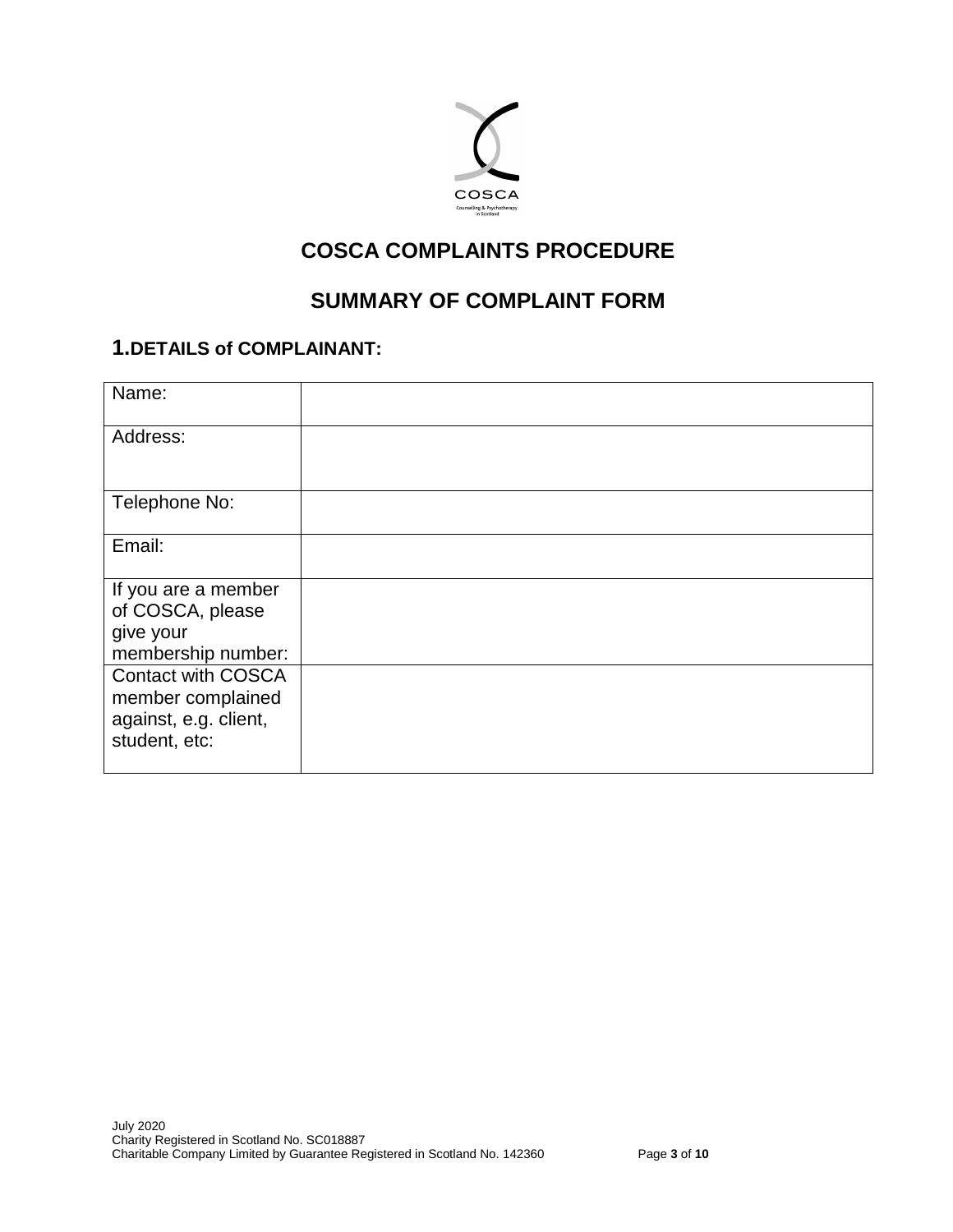# COSCA COMPLAINTS PROCEDURE

## SUMMARY OF COMPLAINT FORM

### 1. DETAILS of COMPLAINANT:

| | |
|---|---|
| Name: | |
| Address: | |
| Telephone No: | |
| Email: | |
| If you are a member of COSCA, please give your membership number: | |
| Contact with COSCA member complained against, e.g. client, student, etc: | |

July 2020
Charity Registered in Scotland No. SC018887
Charitable Company Limited by Guarantee Registered in Scotland No. 142360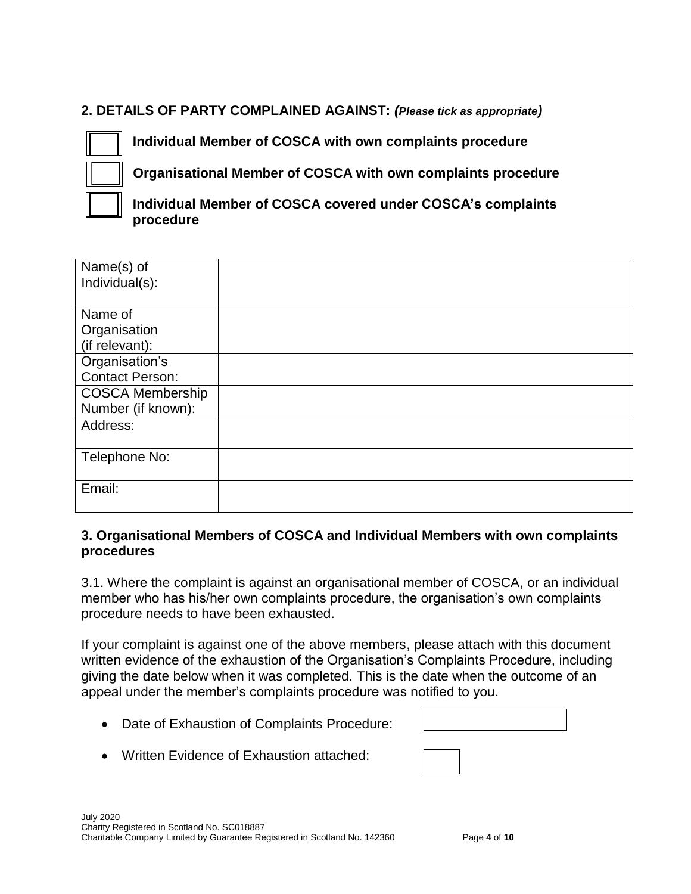## 2. DETAILS OF PARTY COMPLAINED AGAINST: *(Please tick as appropriate)*

- ☐ **Individual Member of COSCA with own complaints procedure**
- ☐ **Organisational Member of COSCA with own complaints procedure**
- ☐ **Individual Member of COSCA covered under COSCA's complaints procedure**

| | |
|---|---|
| Name(s) of Individual(s): | |
| Name of Organisation (if relevant): | |
| Organisation's Contact Person: | |
| COSCA Membership Number (if known): | |
| Address: | |
| Telephone No: | |
| Email: | |

## 3. Organisational Members of COSCA and Individual Members with own complaints procedures

3.1. Where the complaint is against an organisational member of COSCA, or an individual member who has his/her own complaints procedure, the organisation's own complaints procedure needs to have been exhausted.

If your complaint is against one of the above members, please attach with this document written evidence of the exhaustion of the Organisation's Complaints Procedure, including giving the date below when it was completed. This is the date when the outcome of an appeal under the member's complaints procedure was notified to you.

- Date of Exhaustion of Complaints Procedure: ☐
- Written Evidence of Exhaustion attached: ☐

July 2020
Charity Registered in Scotland No. SC018887
Charitable Company Limited by Guarantee Registered in Scotland No. 142360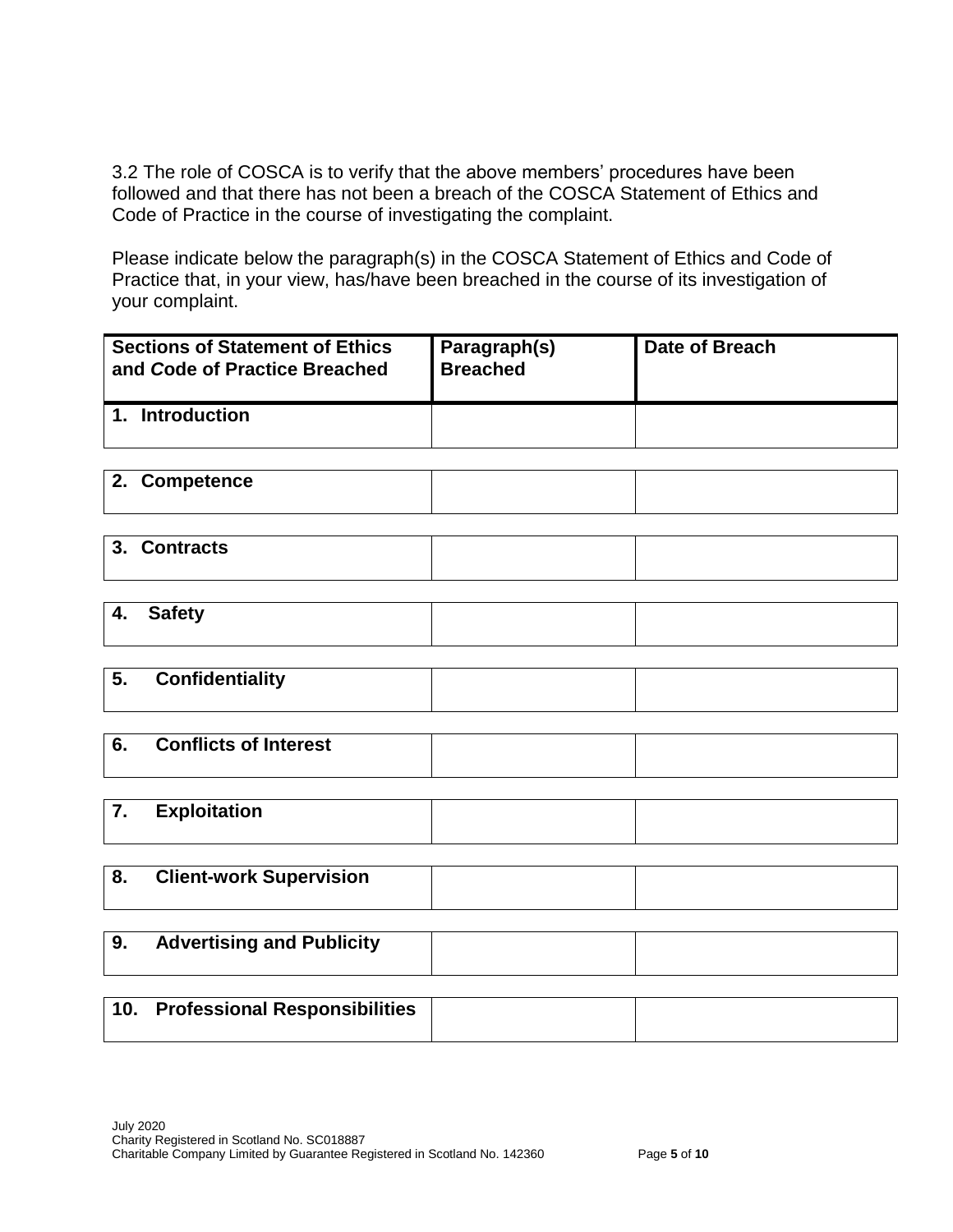3.2 The role of COSCA is to verify that the above members' procedures have been followed and that there has not been a breach of the COSCA Statement of Ethics and Code of Practice in the course of investigating the complaint.

Please indicate below the paragraph(s) in the COSCA Statement of Ethics and Code of Practice that, in your view, has/have been breached in the course of its investigation of your complaint.

| Sections of Statement of Ethics and Code of Practice Breached | Paragraph(s) Breached | Date of Breach |
|---|---|---|
| **1. Introduction** | | |
| **2. Competence** | | |
| **3. Contracts** | | |
| **4. Safety** | | |
| **5. Confidentiality** | | |
| **6. Conflicts of Interest** | | |
| **7. Exploitation** | | |
| **8. Client-work Supervision** | | |
| **9. Advertising and Publicity** | | |
| **10. Professional Responsibilities** | | |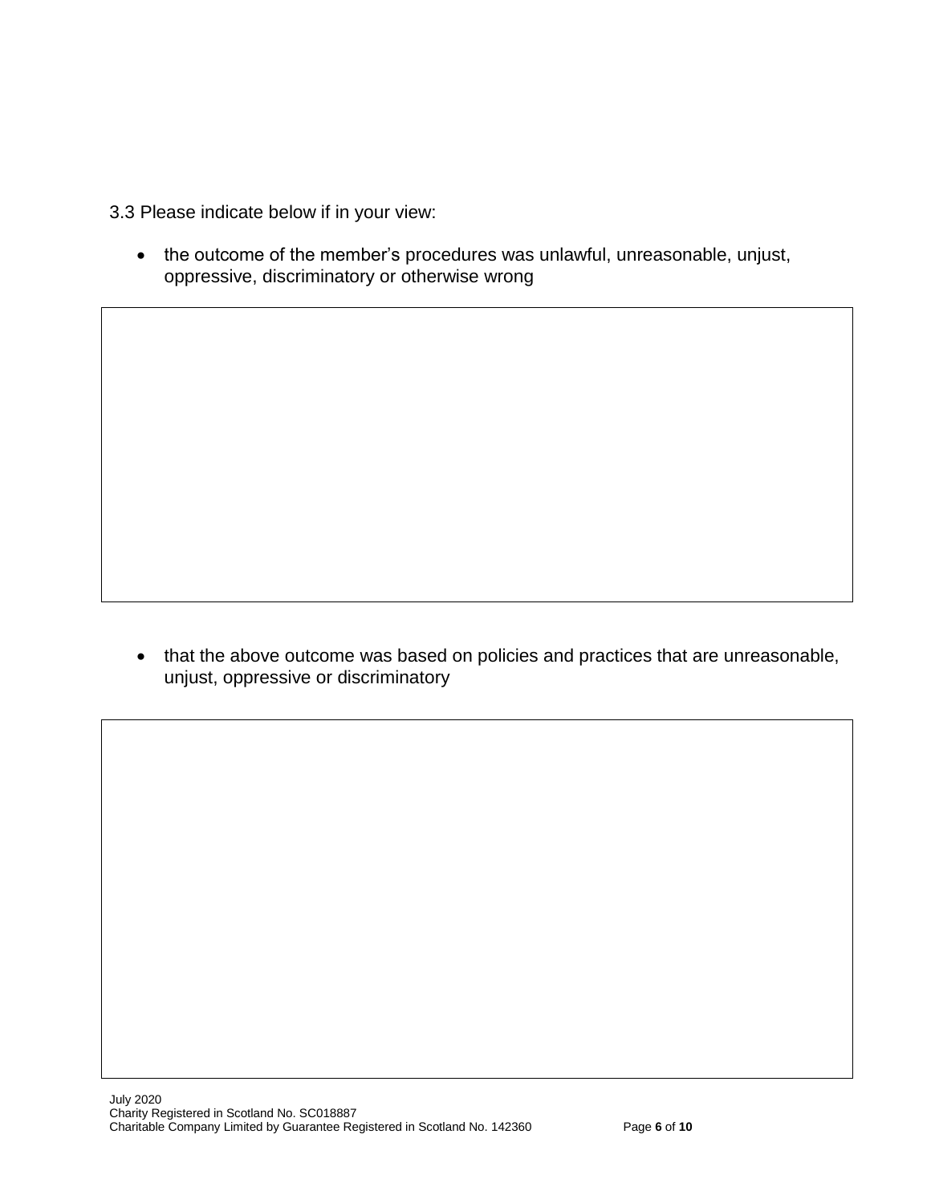3.3 Please indicate below if in your view:

- the outcome of the member's procedures was unlawful, unreasonable, unjust, oppressive, discriminatory or otherwise wrong

| |
|---|
| |

- that the above outcome was based on policies and practices that are unreasonable, unjust, oppressive or discriminatory

| |
|---|
| |

July 2020
Charity Registered in Scotland No. SC018887
Charitable Company Limited by Guarantee Registered in Scotland No. 142360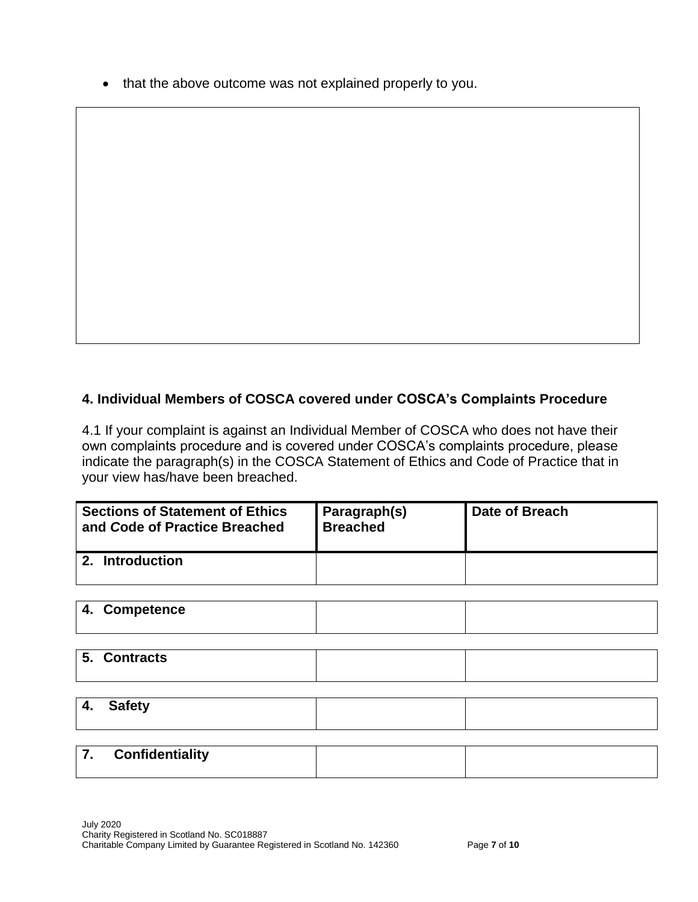- that the above outcome was not explained properly to you.

|  |
|---|
|  |

## 4. Individual Members of COSCA covered under COSCA's Complaints Procedure

4.1 If your complaint is against an Individual Member of COSCA who does not have their own complaints procedure and is covered under COSCA's complaints procedure, please indicate the paragraph(s) in the COSCA Statement of Ethics and Code of Practice that in your view has/have been breached.

| Sections of Statement of Ethics and Code of Practice Breached | Paragraph(s) Breached | Date of Breach |
|---|---|---|
| **2. Introduction** | | |
| **4. Competence** | | |
| **5. Contracts** | | |
| **4. Safety** | | |
| **7. Confidentiality** | | |

July 2020
Charity Registered in Scotland No. SC018887
Charitable Company Limited by Guarantee Registered in Scotland No. 142360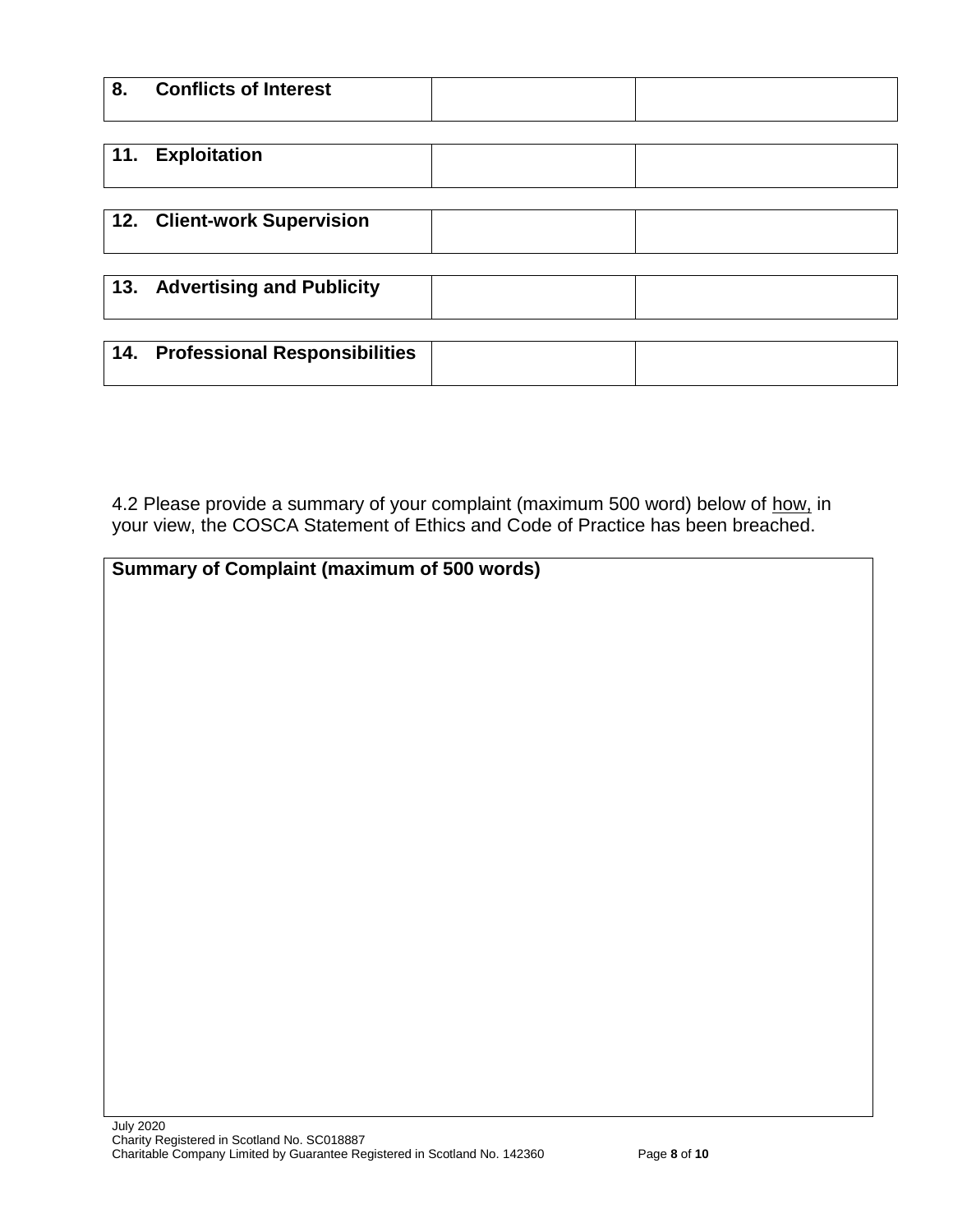| **8. Conflicts of Interest** | | |
|---|---|---|

| **11. Exploitation** | | |
|---|---|---|

| **12. Client-work Supervision** | | |
|---|---|---|

| **13. Advertising and Publicity** | | |
|---|---|---|

| **14. Professional Responsibilities** | | |
|---|---|---|

4.2 Please provide a summary of your complaint (maximum 500 word) below of how, in your view, the COSCA Statement of Ethics and Code of Practice has been breached.

| **Summary of Complaint (maximum of 500 words)** |
|---|
| |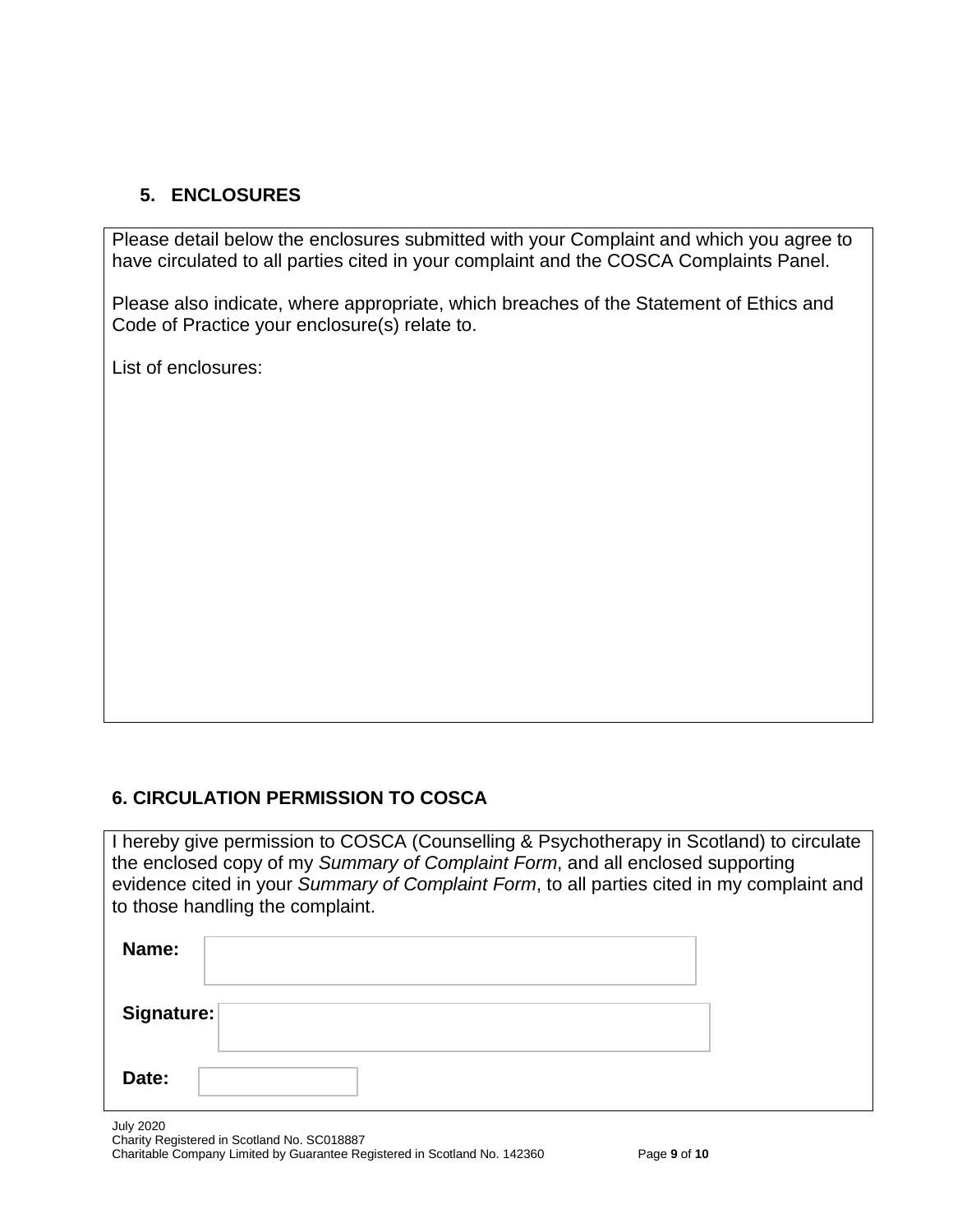## 5. ENCLOSURES

Please detail below the enclosures submitted with your Complaint and which you agree to have circulated to all parties cited in your complaint and the COSCA Complaints Panel.

Please also indicate, where appropriate, which breaches of the Statement of Ethics and Code of Practice your enclosure(s) relate to.

List of enclosures:

## 6. CIRCULATION PERMISSION TO COSCA

I hereby give permission to COSCA (Counselling & Psychotherapy in Scotland) to circulate the enclosed copy of my *Summary of Complaint Form*, and all enclosed supporting evidence cited in your *Summary of Complaint Form*, to all parties cited in my complaint and to those handling the complaint.

**Name:**

**Signature:**

**Date:**

July 2020
Charity Registered in Scotland No. SC018887
Charitable Company Limited by Guarantee Registered in Scotland No. 142360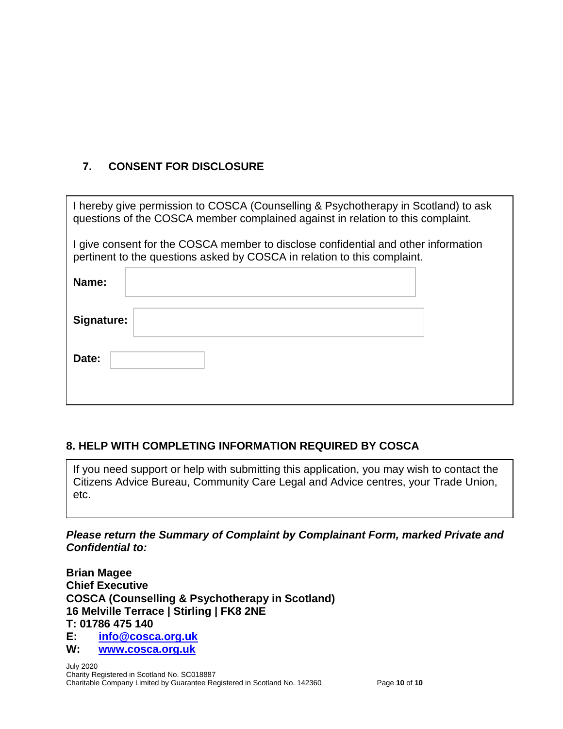## 7. CONSENT FOR DISCLOSURE

I hereby give permission to COSCA (Counselling & Psychotherapy in Scotland) to ask questions of the COSCA member complained against in relation to this complaint.

I give consent for the COSCA member to disclose confidential and other information pertinent to the questions asked by COSCA in relation to this complaint.

**Name:**

**Signature:**

**Date:**

## 8. HELP WITH COMPLETING INFORMATION REQUIRED BY COSCA

If you need support or help with submitting this application, you may wish to contact the Citizens Advice Bureau, Community Care Legal and Advice centres, your Trade Union, etc.

***Please return the Summary of Complaint by Complainant Form, marked Private and Confidential to:***

**Brian Magee**
**Chief Executive**
**COSCA (Counselling & Psychotherapy in Scotland)**
**16 Melville Terrace | Stirling | FK8 2NE**
**T: 01786 475 140**
**E: info@cosca.org.uk**
**W: www.cosca.org.uk**

July 2020
Charity Registered in Scotland No. SC018887
Charitable Company Limited by Guarantee Registered in Scotland No. 142360